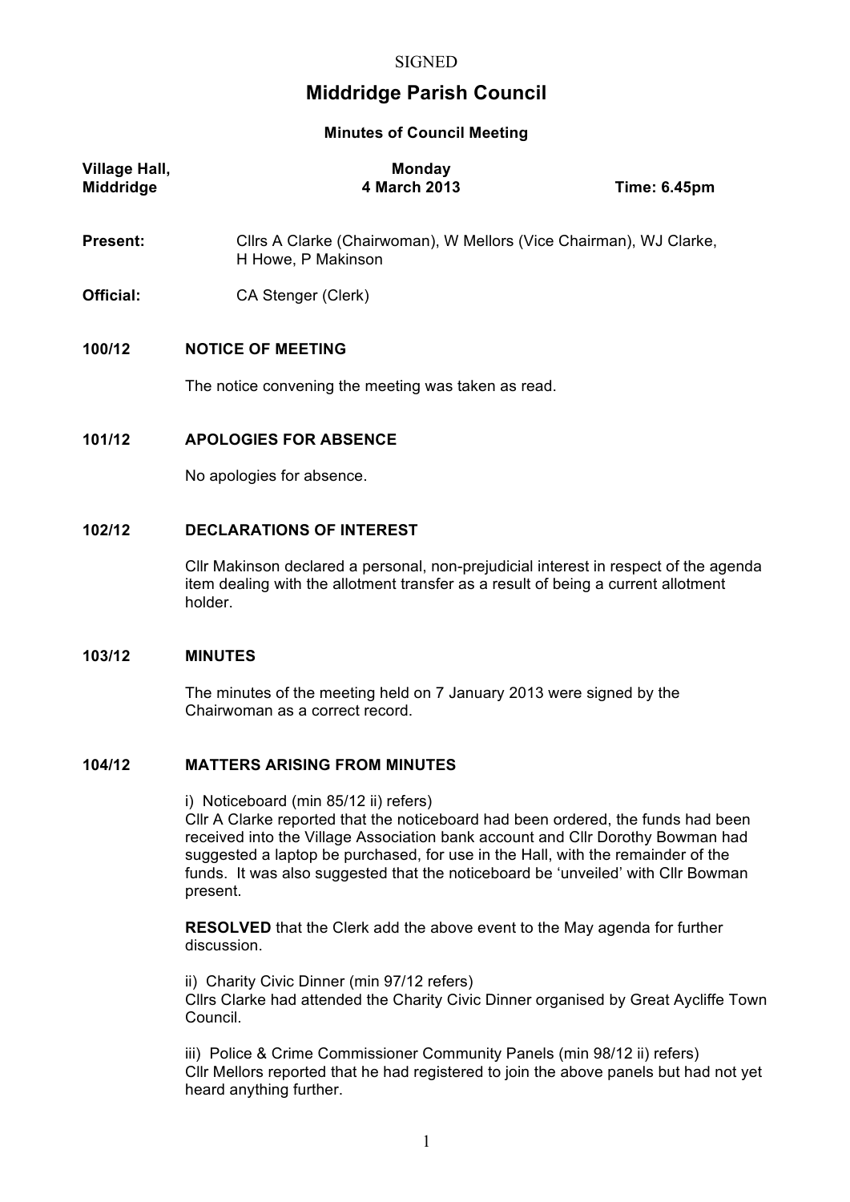SIGNED

# Middridge Parish Council

**Minutes of Council Meeting**

| **Village Hall, Middridge** | **Monday 4 March 2013** | **Time: 6.45pm** |
|---|---|---|

**Present:** Cllrs A Clarke (Chairwoman), W Mellors (Vice Chairman), WJ Clarke, H Howe, P Makinson

**Official:** CA Stenger (Clerk)

## 100/12 NOTICE OF MEETING

The notice convening the meeting was taken as read.

## 101/12 APOLOGIES FOR ABSENCE

No apologies for absence.

## 102/12 DECLARATIONS OF INTEREST

Cllr Makinson declared a personal, non-prejudicial interest in respect of the agenda item dealing with the allotment transfer as a result of being a current allotment holder.

## 103/12 MINUTES

The minutes of the meeting held on 7 January 2013 were signed by the Chairwoman as a correct record.

## 104/12 MATTERS ARISING FROM MINUTES

i) Noticeboard (min 85/12 ii) refers)
Cllr A Clarke reported that the noticeboard had been ordered, the funds had been received into the Village Association bank account and Cllr Dorothy Bowman had suggested a laptop be purchased, for use in the Hall, with the remainder of the funds. It was also suggested that the noticeboard be 'unveiled' with Cllr Bowman present.

**RESOLVED** that the Clerk add the above event to the May agenda for further discussion.

ii) Charity Civic Dinner (min 97/12 refers)
Cllrs Clarke had attended the Charity Civic Dinner organised by Great Aycliffe Town Council.

iii) Police & Crime Commissioner Community Panels (min 98/12 ii) refers)
Cllr Mellors reported that he had registered to join the above panels but had not yet heard anything further.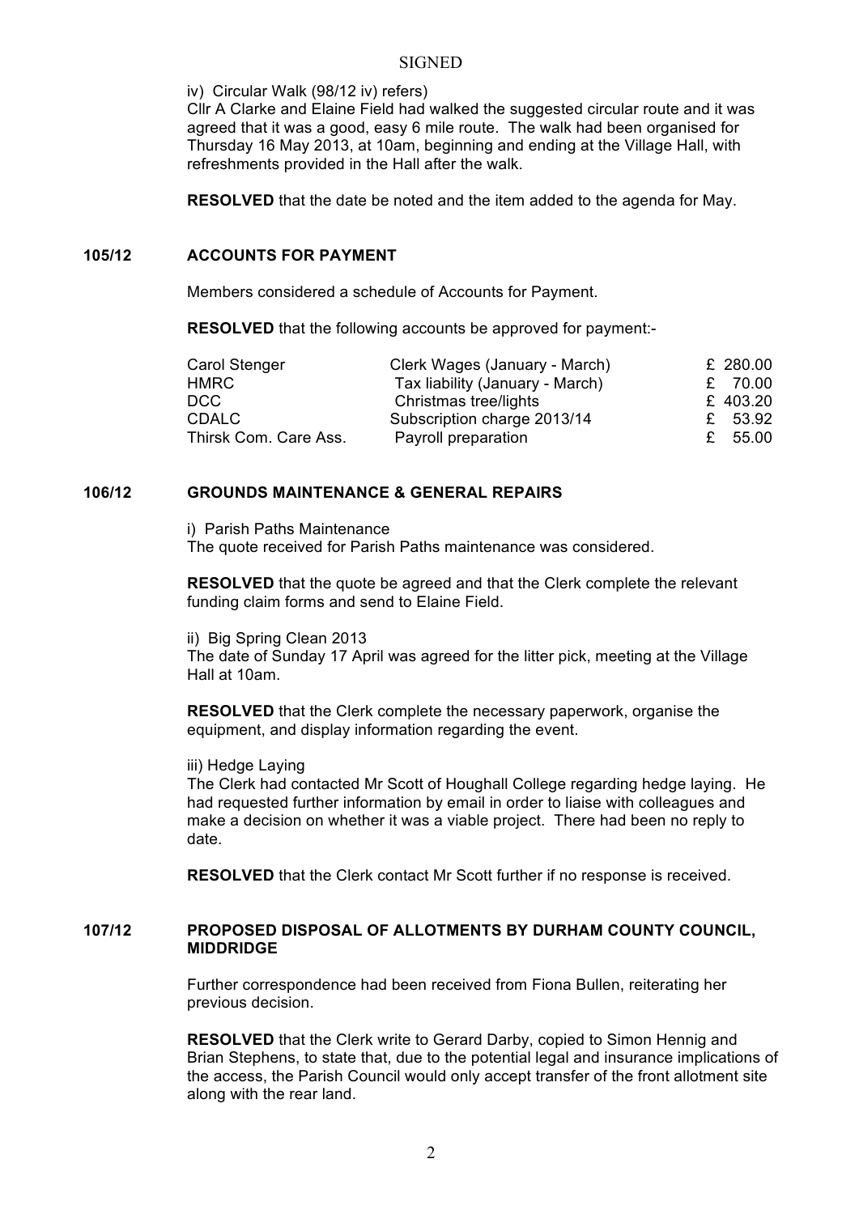SIGNED

iv) Circular Walk (98/12 iv) refers)

Cllr A Clarke and Elaine Field had walked the suggested circular route and it was agreed that it was a good, easy 6 mile route. The walk had been organised for Thursday 16 May 2013, at 10am, beginning and ending at the Village Hall, with refreshments provided in the Hall after the walk.

**RESOLVED** that the date be noted and the item added to the agenda for May.

## 105/12 ACCOUNTS FOR PAYMENT

Members considered a schedule of Accounts for Payment.

**RESOLVED** that the following accounts be approved for payment:-

| | | |
|---|---|---|
| Carol Stenger | Clerk Wages (January - March) | £ 280.00 |
| HMRC | Tax liability (January - March) | £ 70.00 |
| DCC | Christmas tree/lights | £ 403.20 |
| CDALC | Subscription charge 2013/14 | £ 53.92 |
| Thirsk Com. Care Ass. | Payroll preparation | £ 55.00 |

## 106/12 GROUNDS MAINTENANCE & GENERAL REPAIRS

i) Parish Paths Maintenance

The quote received for Parish Paths maintenance was considered.

**RESOLVED** that the quote be agreed and that the Clerk complete the relevant funding claim forms and send to Elaine Field.

ii) Big Spring Clean 2013

The date of Sunday 17 April was agreed for the litter pick, meeting at the Village Hall at 10am.

**RESOLVED** that the Clerk complete the necessary paperwork, organise the equipment, and display information regarding the event.

iii) Hedge Laying

The Clerk had contacted Mr Scott of Houghall College regarding hedge laying. He had requested further information by email in order to liaise with colleagues and make a decision on whether it was a viable project. There had been no reply to date.

**RESOLVED** that the Clerk contact Mr Scott further if no response is received.

## 107/12 PROPOSED DISPOSAL OF ALLOTMENTS BY DURHAM COUNTY COUNCIL, MIDDRIDGE

Further correspondence had been received from Fiona Bullen, reiterating her previous decision.

**RESOLVED** that the Clerk write to Gerard Darby, copied to Simon Hennig and Brian Stephens, to state that, due to the potential legal and insurance implications of the access, the Parish Council would only accept transfer of the front allotment site along with the rear land.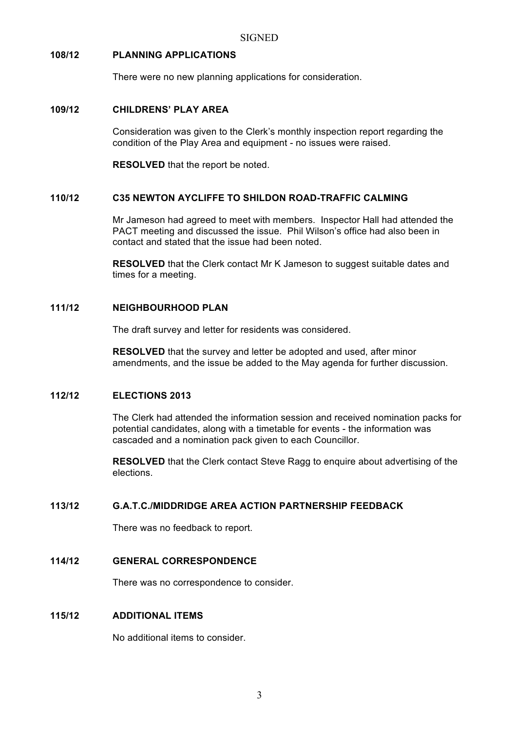SIGNED

**108/12 PLANNING APPLICATIONS**

There were no new planning applications for consideration.

**109/12 CHILDRENS' PLAY AREA**

Consideration was given to the Clerk's monthly inspection report regarding the condition of the Play Area and equipment - no issues were raised.

**RESOLVED** that the report be noted.

**110/12 C35 NEWTON AYCLIFFE TO SHILDON ROAD-TRAFFIC CALMING**

Mr Jameson had agreed to meet with members. Inspector Hall had attended the PACT meeting and discussed the issue. Phil Wilson's office had also been in contact and stated that the issue had been noted.

**RESOLVED** that the Clerk contact Mr K Jameson to suggest suitable dates and times for a meeting.

**111/12 NEIGHBOURHOOD PLAN**

The draft survey and letter for residents was considered.

**RESOLVED** that the survey and letter be adopted and used, after minor amendments, and the issue be added to the May agenda for further discussion.

**112/12 ELECTIONS 2013**

The Clerk had attended the information session and received nomination packs for potential candidates, along with a timetable for events - the information was cascaded and a nomination pack given to each Councillor.

**RESOLVED** that the Clerk contact Steve Ragg to enquire about advertising of the elections.

**113/12 G.A.T.C./MIDDRIDGE AREA ACTION PARTNERSHIP FEEDBACK**

There was no feedback to report.

**114/12 GENERAL CORRESPONDENCE**

There was no correspondence to consider.

**115/12 ADDITIONAL ITEMS**

No additional items to consider.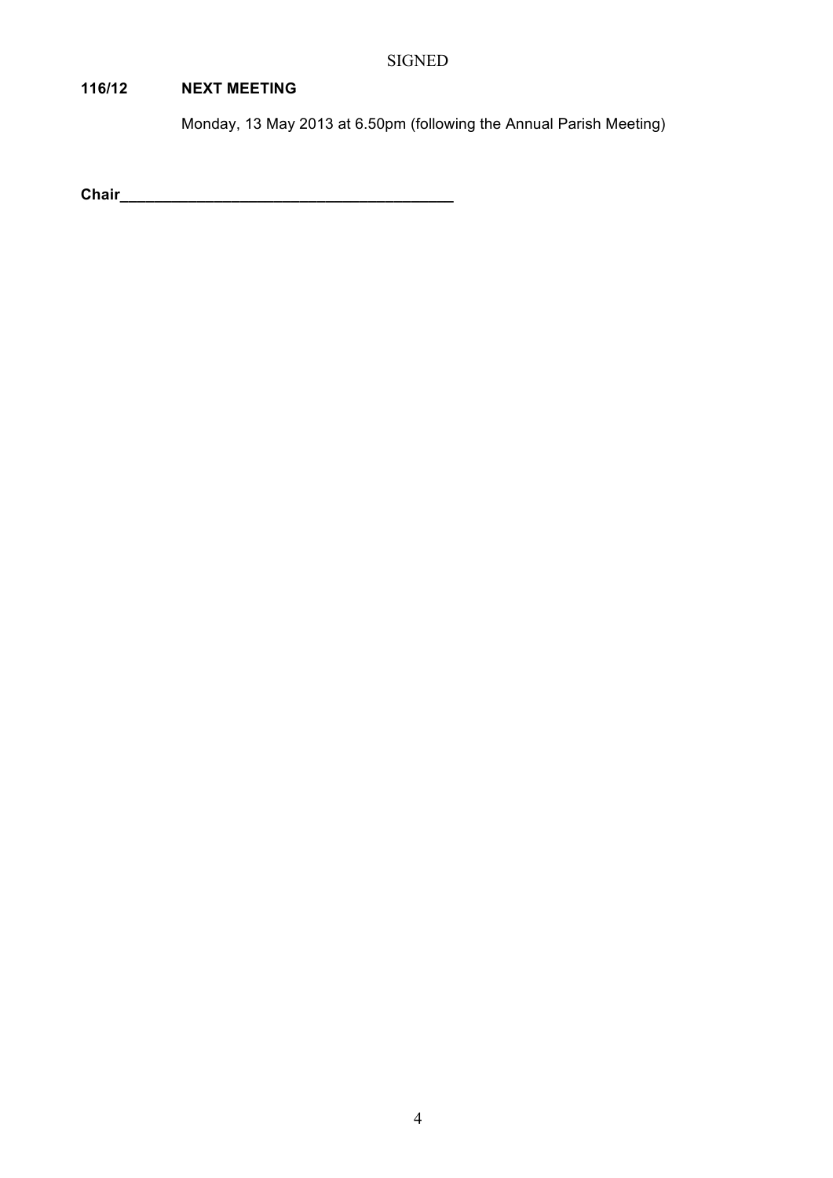SIGNED

**116/12 NEXT MEETING**

Monday, 13 May 2013 at 6.50pm (following the Annual Parish Meeting)

**Chair**\_\_\_\_\_\_\_\_\_\_\_\_\_\_\_\_\_\_\_\_\_\_\_\_\_\_\_\_\_\_\_\_\_\_\_\_\_\_\_\_